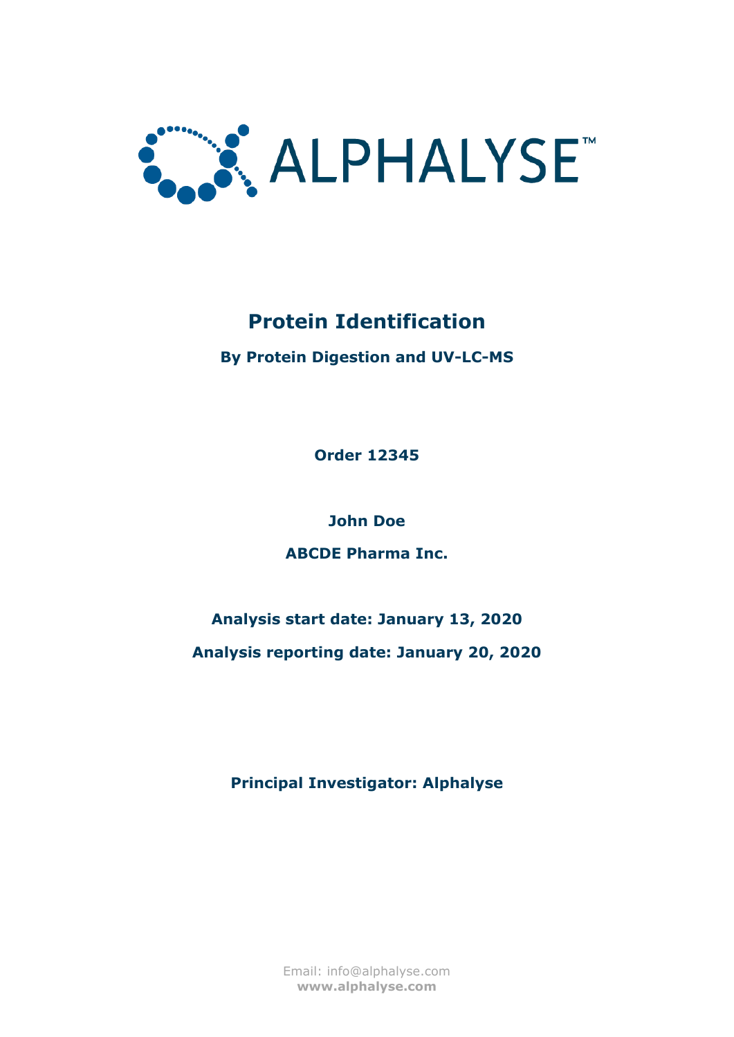ALPHALYSE™

# Protein Identification

## By Protein Digestion and UV-LC-MS

**Order 12345**

**John Doe**

**ABCDE Pharma Inc.**

**Analysis start date: January 13, 2020**

**Analysis reporting date: January 20, 2020**

**Principal Investigator: Alphalyse**

Email: info@alphalyse.com
**www.alphalyse.com**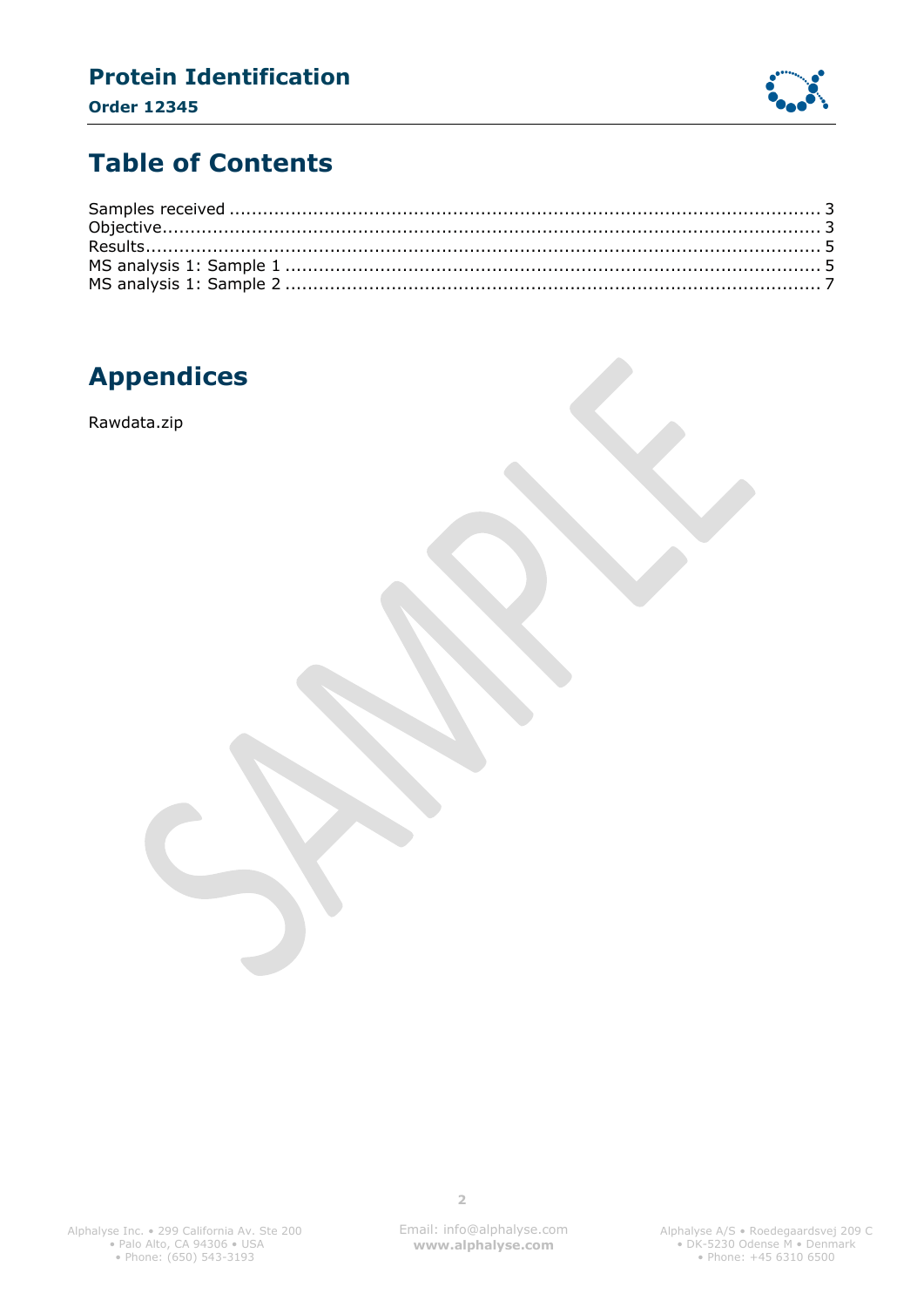# Table of Contents

Samples received ........................................................................................................ 3
Objective..................................................................................................................... 3
Results......................................................................................................................... 5
MS analysis 1: Sample 1 ................................................................................................ 5
MS analysis 1: Sample 2 ................................................................................................ 7

# Appendices

Rawdata.zip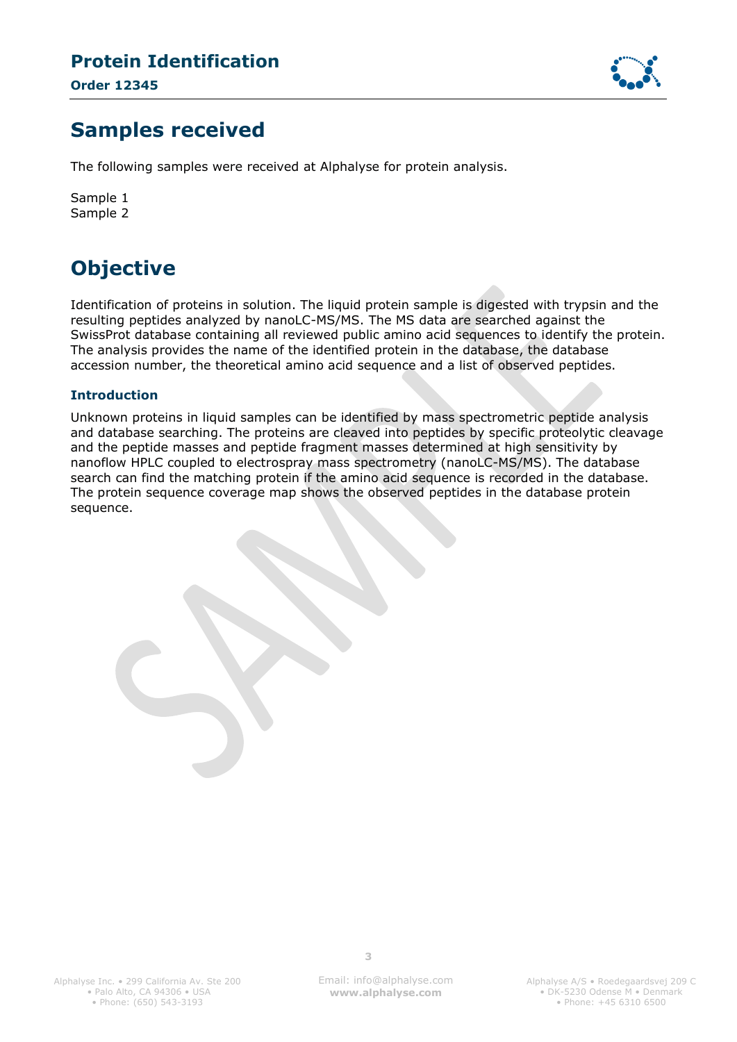# Protein Identification

**Order 12345**

## Samples received

The following samples were received at Alphalyse for protein analysis.

Sample 1
Sample 2

## Objective

Identification of proteins in solution. The liquid protein sample is digested with trypsin and the resulting peptides analyzed by nanoLC-MS/MS. The MS data are searched against the SwissProt database containing all reviewed public amino acid sequences to identify the protein. The analysis provides the name of the identified protein in the database, the database accession number, the theoretical amino acid sequence and a list of observed peptides.

### Introduction

Unknown proteins in liquid samples can be identified by mass spectrometric peptide analysis and database searching. The proteins are cleaved into peptides by specific proteolytic cleavage and the peptide masses and peptide fragment masses determined at high sensitivity by nanoflow HPLC coupled to electrospray mass spectrometry (nanoLC-MS/MS). The database search can find the matching protein if the amino acid sequence is recorded in the database. The protein sequence coverage map shows the observed peptides in the database protein sequence.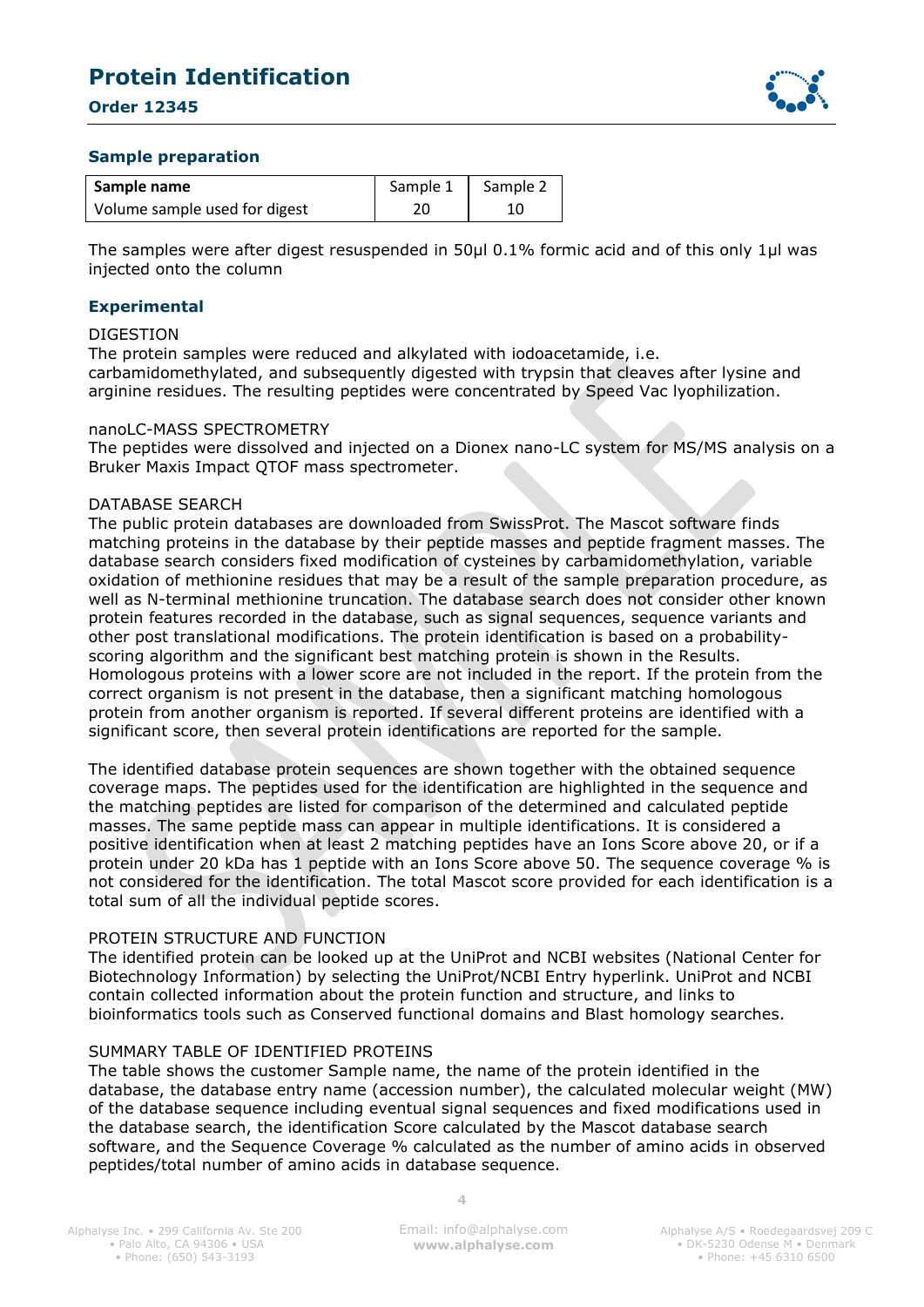# Protein Identification

**Order 12345**

## Sample preparation

| Sample name | Sample 1 | Sample 2 |
|---|---|---|
| Volume sample used for digest | 20 | 10 |

The samples were after digest resuspended in 50µl 0.1% formic acid and of this only 1µl was injected onto the column

## Experimental

DIGESTION
The protein samples were reduced and alkylated with iodoacetamide, i.e. carbamidomethylated, and subsequently digested with trypsin that cleaves after lysine and arginine residues. The resulting peptides were concentrated by Speed Vac lyophilization.

nanoLC-MASS SPECTROMETRY
The peptides were dissolved and injected on a Dionex nano-LC system for MS/MS analysis on a Bruker Maxis Impact QTOF mass spectrometer.

DATABASE SEARCH
The public protein databases are downloaded from SwissProt. The Mascot software finds matching proteins in the database by their peptide masses and peptide fragment masses. The database search considers fixed modification of cysteines by carbamidomethylation, variable oxidation of methionine residues that may be a result of the sample preparation procedure, as well as N-terminal methionine truncation. The database search does not consider other known protein features recorded in the database, such as signal sequences, sequence variants and other post translational modifications. The protein identification is based on a probability-scoring algorithm and the significant best matching protein is shown in the Results. Homologous proteins with a lower score are not included in the report. If the protein from the correct organism is not present in the database, then a significant matching homologous protein from another organism is reported. If several different proteins are identified with a significant score, then several protein identifications are reported for the sample.

The identified database protein sequences are shown together with the obtained sequence coverage maps. The peptides used for the identification are highlighted in the sequence and the matching peptides are listed for comparison of the determined and calculated peptide masses. The same peptide mass can appear in multiple identifications. It is considered a positive identification when at least 2 matching peptides have an Ions Score above 20, or if a protein under 20 kDa has 1 peptide with an Ions Score above 50. The sequence coverage % is not considered for the identification. The total Mascot score provided for each identification is a total sum of all the individual peptide scores.

PROTEIN STRUCTURE AND FUNCTION
The identified protein can be looked up at the UniProt and NCBI websites (National Center for Biotechnology Information) by selecting the UniProt/NCBI Entry hyperlink. UniProt and NCBI contain collected information about the protein function and structure, and links to bioinformatics tools such as Conserved functional domains and Blast homology searches.

SUMMARY TABLE OF IDENTIFIED PROTEINS
The table shows the customer Sample name, the name of the protein identified in the database, the database entry name (accession number), the calculated molecular weight (MW) of the database sequence including eventual signal sequences and fixed modifications used in the database search, the identification Score calculated by the Mascot database search software, and the Sequence Coverage % calculated as the number of amino acids in observed peptides/total number of amino acids in database sequence.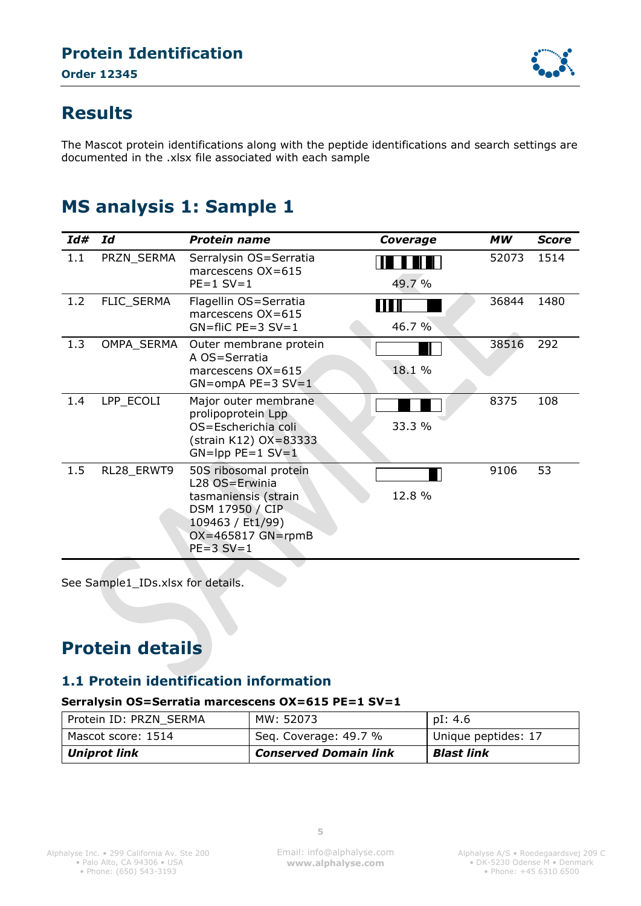## Protein Identification

**Order 12345**

# Results

The Mascot protein identifications along with the peptide identifications and search settings are documented in the .xlsx file associated with each sample

# MS analysis 1: Sample 1

| Id# | Id | Protein name | Coverage | MW | Score |
|---|---|---|---|---|---|
| 1.1 | PRZN_SERMA | Serralysin OS=Serratia marcescens OX=615 PE=1 SV=1 | 49.7 % | 52073 | 1514 |
| 1.2 | FLIC_SERMA | Flagellin OS=Serratia marcescens OX=615 GN=fliC PE=3 SV=1 | 46.7 % | 36844 | 1480 |
| 1.3 | OMPA_SERMA | Outer membrane protein A OS=Serratia marcescens OX=615 GN=ompA PE=3 SV=1 | 18.1 % | 38516 | 292 |
| 1.4 | LPP_ECOLI | Major outer membrane prolipoprotein Lpp OS=Escherichia coli (strain K12) OX=83333 GN=lpp PE=1 SV=1 | 33.3 % | 8375 | 108 |
| 1.5 | RL28_ERWT9 | 50S ribosomal protein L28 OS=Erwinia tasmaniensis (strain DSM 17950 / CIP 109463 / Et1/99) OX=465817 GN=rpmB PE=3 SV=1 | 12.8 % | 9106 | 53 |

See Sample1_IDs.xlsx for details.

# Protein details

## 1.1 Protein identification information

**Serralysin OS=Serratia marcescens OX=615 PE=1 SV=1**

| Protein ID: PRZN_SERMA | MW: 52073 | pI: 4.6 |
|---|---|---|
| Mascot score: 1514 | Seq. Coverage: 49.7 % | Unique peptides: 17 |
| ***Uniprot link*** | ***Conserved Domain link*** | ***Blast link*** |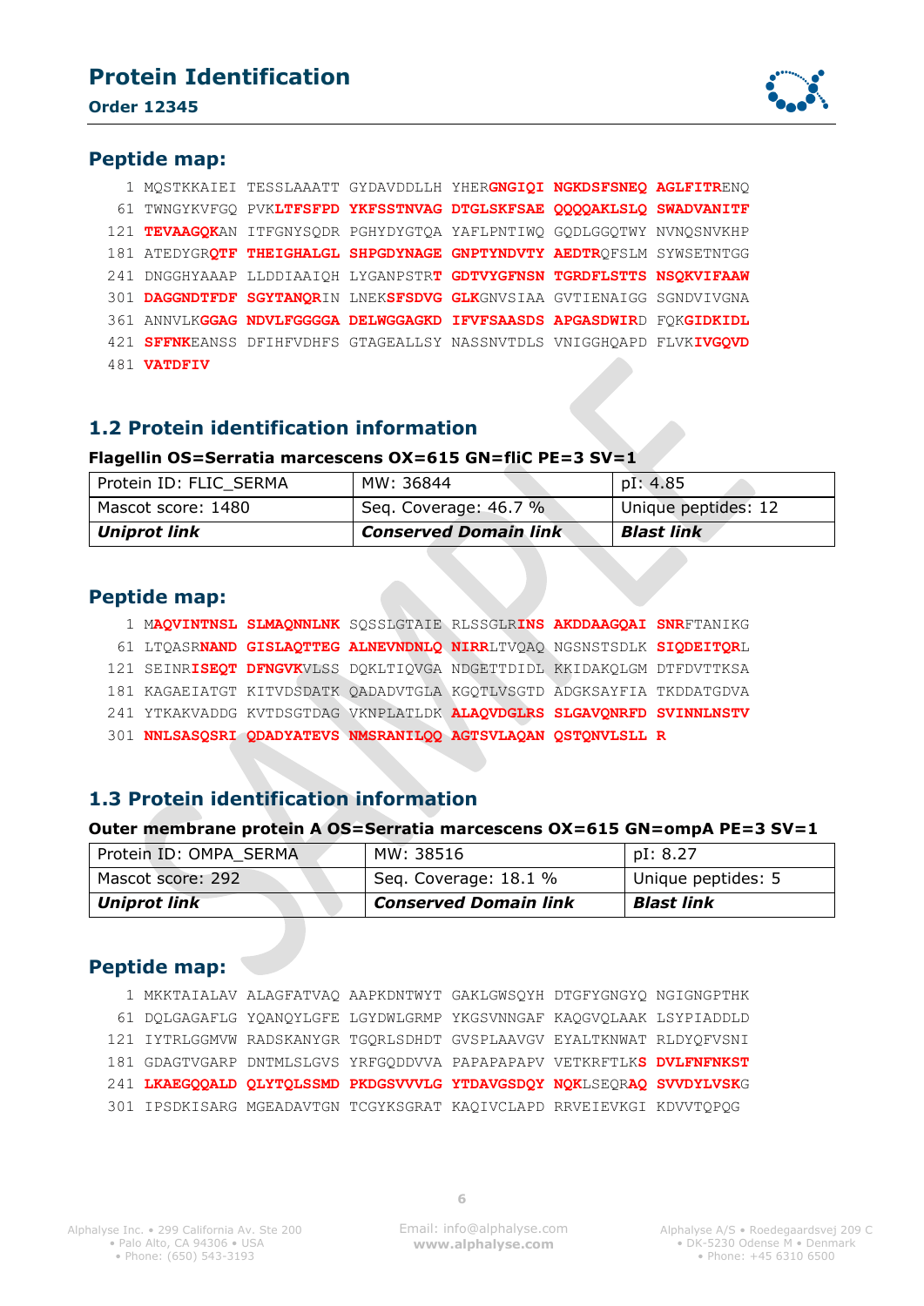## Peptide map:

```
  1 MQSTKKAIEI TESSLAAATT GYDAVDDLLH YHERGNGIQI NGKDSFSNEQ AGLFITRENQ
 61 TWNGYKVFGQ PVKLTFSFPD YKFSSTNVAG DTGLSKFSAE QQQQAKLSLQ SWADVANITF
121 TEVAAGQKAN ITFGNYSQDR PGHYDYGTQA YAFLPNTIWQ GQDLGGQTWY NVNQSNVKHP
181 ATEDYGRQTF THEIGHALGL SHPGDYNAGE GNPTYNDVTY AEDTRQFSLM SYWSETNTGG
241 DNGGHYAAAP LLDDIAAIQH LYGANPSTRT GDTVYGFNSN TGRDFLSTTS NSQKVIFAAW
301 DAGGNDTFDF SGYTANQRIN LNEKSFSDVG GLKGNVSIAA GVTIENAIGG SGNDVIVGNA
361 ANNVLKGGAG NDVLFGGGGA DELWGGAGKD IFVFSAASDS APGASDWIRD FQKGIDKIDL
421 SFFNKEANSS DFIHFVDHFS GTAGEALLSY NASSNVTDLS VNIGGHQAPD FLVKIVGQVD
481 VATDFIV
```

## 1.2 Protein identification information

**Flagellin OS=Serratia marcescens OX=615 GN=fliC PE=3 SV=1**

| Protein ID: FLIC_SERMA | MW: 36844 | pI: 4.85 |
|---|---|---|
| Mascot score: 1480 | Seq. Coverage: 46.7 % | Unique peptides: 12 |
| ***Uniprot link*** | ***Conserved Domain link*** | ***Blast link*** |

## Peptide map:

```
  1 MAQVINTNSL SLMAQNNLNK SQSSLGTAIE RLSSGLRINS AKDDAAGQAI SNRFTANIKG
 61 LTQASRNAND GISLAQTTEG ALNEVNDNLQ NIRRLTVQAQ NGSNSTSDLK SIQDEITQRL
121 SEINRISEQT DFNGVKVLSS DQKLTIQVGA NDGETTDIDL KKIDAKQLGM DTFDVTTKSA
181 KAGAEIATGT KITVDSDATK QADADVTGLA KGQTLVSGTD ADGKSAYFIA TKDDATGDVA
241 YTKAKVADDG KVTDSGTDAG VKNPLATLDK ALAQVDGLRS SLGAVQNRFD SVINNLNSTV
301 NNLSASQSRI QDADYATEVS NMSRANILQQ AGTSVLAQAN QSTQNVLSLL R
```

## 1.3 Protein identification information

**Outer membrane protein A OS=Serratia marcescens OX=615 GN=ompA PE=3 SV=1**

| Protein ID: OMPA_SERMA | MW: 38516 | pI: 8.27 |
|---|---|---|
| Mascot score: 292 | Seq. Coverage: 18.1 % | Unique peptides: 5 |
| ***Uniprot link*** | ***Conserved Domain link*** | ***Blast link*** |

## Peptide map:

```
  1 MKKTAIALAV ALAGFATVAQ AAPKDNTWYT GAKLGWSQYH DTGFYGNGYQ NGIGNGPTHK
 61 DQLGAGAFLG YQANQYLGFE LGYDWLGRMP YKGSVNNGAF KAQGVQLAAK LSYPIADDLD
121 IYTRLGGMVW RADSKANYGR TGQRLSDHDT GVSPLAAVGV EYALTKNWAT RLDYQFVSNI
181 GDAGTVGARP DNTMLSLGVS YRFGQDDVVA PAPAPAPAPV VETKRFTLKS DVLFNFNKST
241 LKAEGQQALD QLYTQLSSMD PKDGSVVVLG YTDAVGSDQY NQKLSEQRAQ SVVDYLVSKG
301 IPSDKISARG MGEADAVTGN TCGYKSGRAT KAQIVCLAPD RRVEIEVKGI KDVVTQPQG
```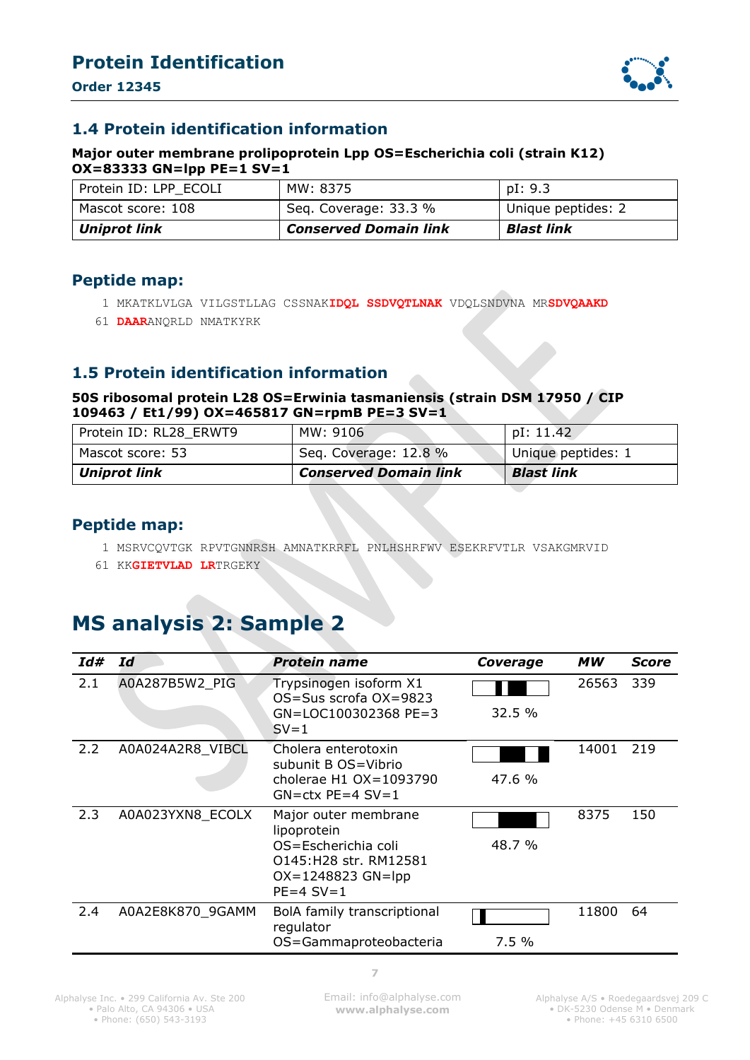## 1.4 Protein identification information

**Major outer membrane prolipoprotein Lpp OS=Escherichia coli (strain K12) OX=83333 GN=lpp PE=1 SV=1**

| Protein ID: LPP_ECOLI | MW: 8375 | pI: 9.3 |
|---|---|---|
| Mascot score: 108 | Seq. Coverage: 33.3 % | Unique peptides: 2 |
| ***Uniprot link*** | ***Conserved Domain link*** | ***Blast link*** |

### Peptide map:

```
 1 MKATKLVLGA VILGSTLLAG CSSNAKIDQL SSDVQTLNAK VDQLSNDVNA MRSDVQAAKD
61 DAARANQRLD NMATKYRK
```

## 1.5 Protein identification information

**50S ribosomal protein L28 OS=Erwinia tasmaniensis (strain DSM 17950 / CIP 109463 / Et1/99) OX=465817 GN=rpmB PE=3 SV=1**

| Protein ID: RL28_ERWT9 | MW: 9106 | pI: 11.42 |
|---|---|---|
| Mascot score: 53 | Seq. Coverage: 12.8 % | Unique peptides: 1 |
| ***Uniprot link*** | ***Conserved Domain link*** | ***Blast link*** |

### Peptide map:

```
 1 MSRVCQVTGK RPVTGNNRSH AMNATKRRFL PNLHSHRFWV ESEKRFVTLR VSAKGMRVID
61 KKGIETVLAD LRTRGEKY
```

# MS analysis 2: Sample 2

| *Id#* | *Id* | *Protein name* | *Coverage* | *MW* | *Score* |
|---|---|---|---|---|---|
| 2.1 | A0A287B5W2_PIG | Trypsinogen isoform X1 OS=Sus scrofa OX=9823 GN=LOC100302368 PE=3 SV=1 | 32.5 % | 26563 | 339 |
| 2.2 | A0A024A2R8_VIBCL | Cholera enterotoxin subunit B OS=Vibrio cholerae H1 OX=1093790 GN=ctx PE=4 SV=1 | 47.6 % | 14001 | 219 |
| 2.3 | A0A023YXN8_ECOLX | Major outer membrane lipoprotein OS=Escherichia coli O145:H28 str. RM12581 OX=1248823 GN=lpp PE=4 SV=1 | 48.7 % | 8375 | 150 |
| 2.4 | A0A2E8K870_9GAMM | BolA family transcriptional regulator OS=Gammaproteobacteria | 7.5 % | 11800 | 64 |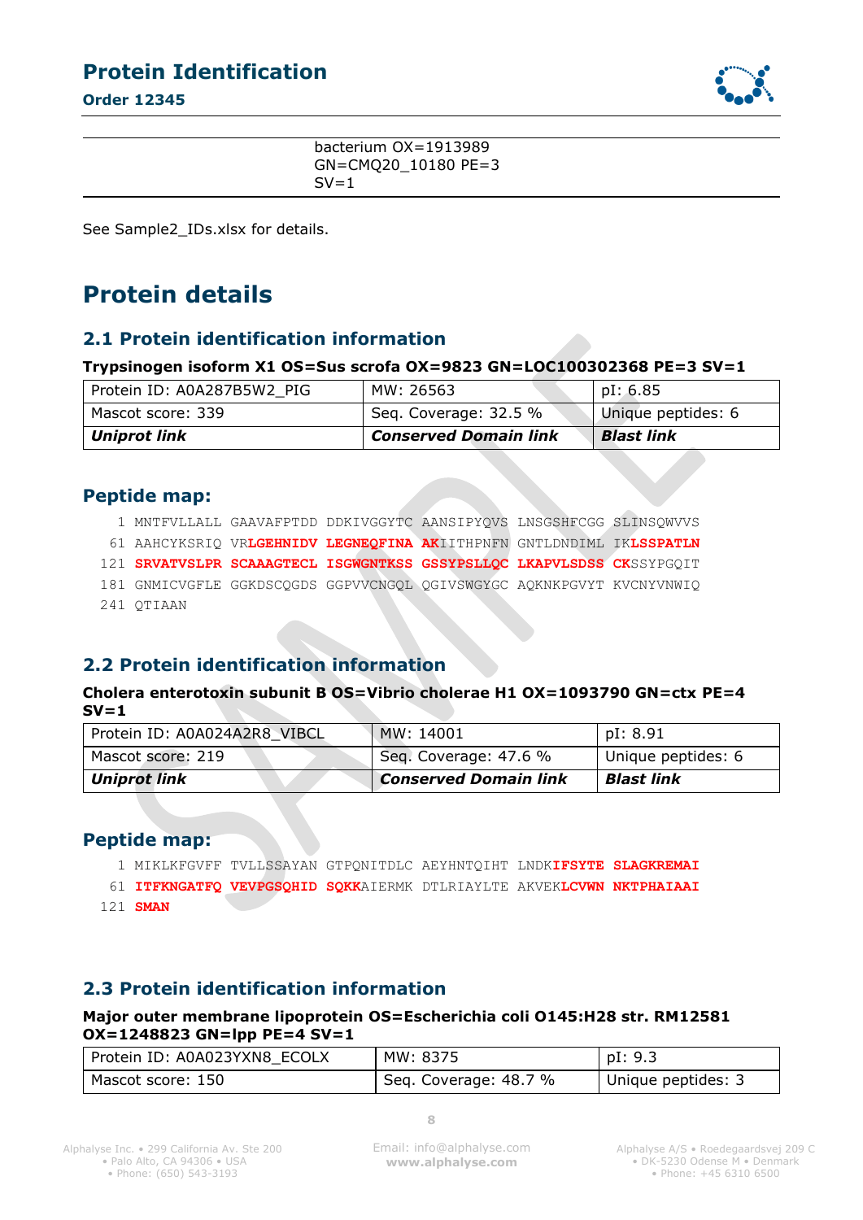| | bacterium OX=1913989 GN=CMQ20_10180 PE=3 SV=1 |
|---|---|

See Sample2_IDs.xlsx for details.

# Protein details

## 2.1 Protein identification information

**Trypsinogen isoform X1 OS=Sus scrofa OX=9823 GN=LOC100302368 PE=3 SV=1**

| Protein ID: A0A287B5W2_PIG | MW: 26563 | pI: 6.85 |
|---|---|---|
| Mascot score: 339 | Seq. Coverage: 32.5 % | Unique peptides: 6 |
| ***Uniprot link*** | ***Conserved Domain link*** | ***Blast link*** |

### Peptide map:

```
  1 MNTFVLLALL GAAVAFPTDD DDKIVGGYTC AANSIPYQVS LNSGSHFCGG SLINSQWVVS
 61 AAHCYKSRIQ VRLGEHNIDV LEGNEQFINA AKIITHPNFN GNTLDNDIML IKLSSPATLN
121 SRVATVSLPR SCAAAGTECL ISGWGNTKSS GSSYPSLLQC LKAPVLSDSS CKSSYPGQIT
181 GNMICVGFLE GGKDSCQGDS GGPVVCNGQL QGIVSWGYGC AQKNKPGVYT KVCNYVNWIQ
241 QTIAAN
```

## 2.2 Protein identification information

**Cholera enterotoxin subunit B OS=Vibrio cholerae H1 OX=1093790 GN=ctx PE=4 SV=1**

| Protein ID: A0A024A2R8_VIBCL | MW: 14001 | pI: 8.91 |
|---|---|---|
| Mascot score: 219 | Seq. Coverage: 47.6 % | Unique peptides: 6 |
| ***Uniprot link*** | ***Conserved Domain link*** | ***Blast link*** |

### Peptide map:

```
  1 MIKLKFGVFF TVLLSSAYAN GTPQNITDLC AEYHNTQIHT LNDKIFSYTE SLAGKREMAI
 61 ITFKNGATFQ VEVPGSQHID SQKKAIERMK DTLRIAYLTE AKVEKLCVWN NKTPHAIAAI
121 SMAN
```

## 2.3 Protein identification information

**Major outer membrane lipoprotein OS=Escherichia coli O145:H28 str. RM12581 OX=1248823 GN=lpp PE=4 SV=1**

| Protein ID: A0A023YXN8_ECOLX | MW: 8375 | pI: 9.3 |
|---|---|---|
| Mascot score: 150 | Seq. Coverage: 48.7 % | Unique peptides: 3 |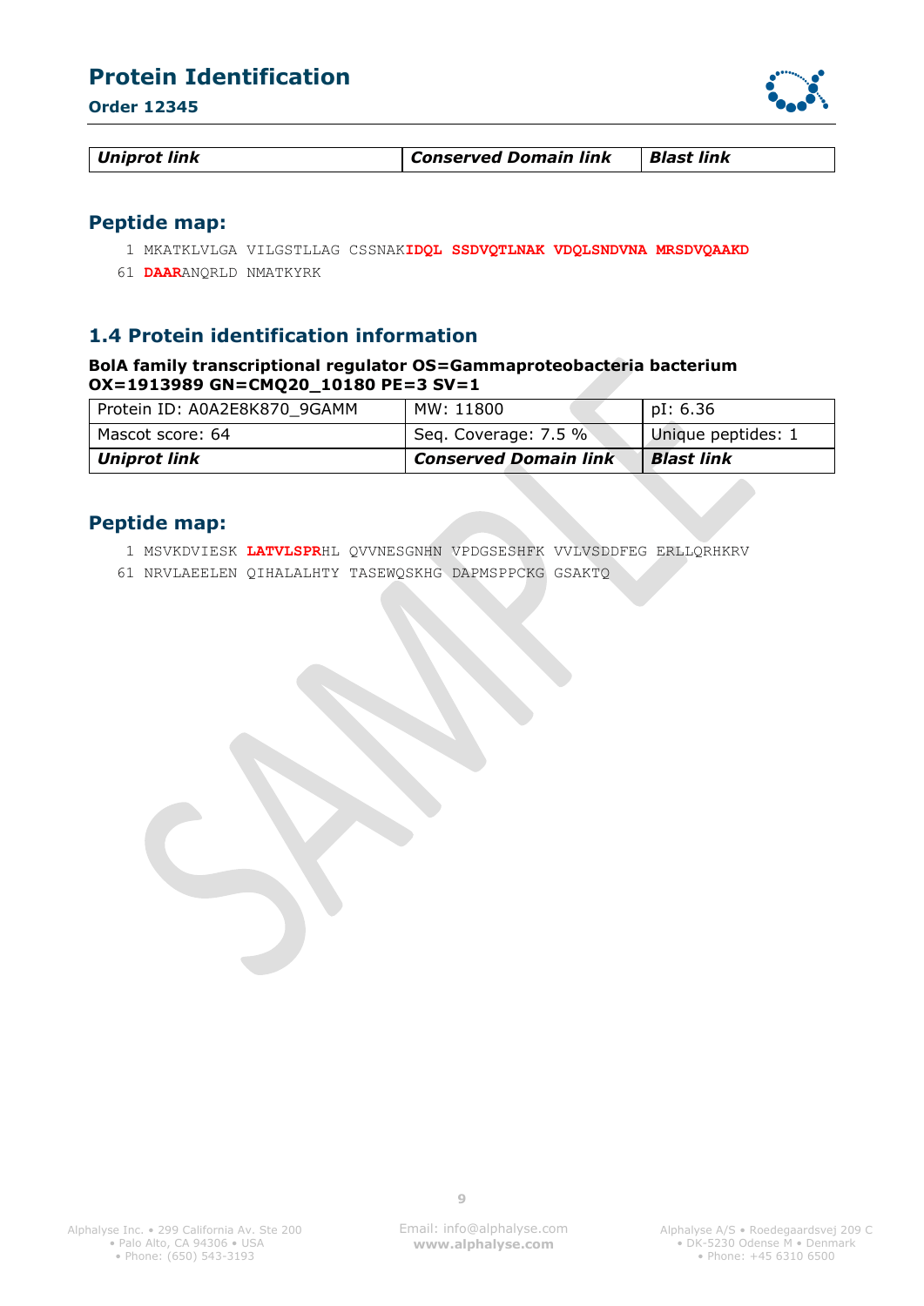# Protein Identification

**Order 12345**

| *Uniprot link* | *Conserved Domain link* | *Blast link* |
|---|---|---|

## Peptide map:

```
 1 MKATKLVLGA VILGSTLLAG CSSNAKIDQL SSDVQTLNAK VDQLSNDVNA MRSDVQAAKD
61 DAARANQRLD NMATKYRK
```

## 1.4 Protein identification information

**BolA family transcriptional regulator OS=Gammaproteobacteria bacterium OX=1913989 GN=CMQ20_10180 PE=3 SV=1**

| | | |
|---|---|---|
| Protein ID: A0A2E8K870_9GAMM | MW: 11800 | pI: 6.36 |
| Mascot score: 64 | Seq. Coverage: 7.5 % | Unique peptides: 1 |
| *Uniprot link* | *Conserved Domain link* | *Blast link* |

## Peptide map:

```
 1 MSVKDVIESK LATVLSPRHL QVVNESGNHN VPDGSESHFK VVLVSDDFEG ERLLQRHKRV
61 NRVLAEELEN QIHALALHTY TASEWQSKHG DAPMSPPCKG GSAKTQ
```